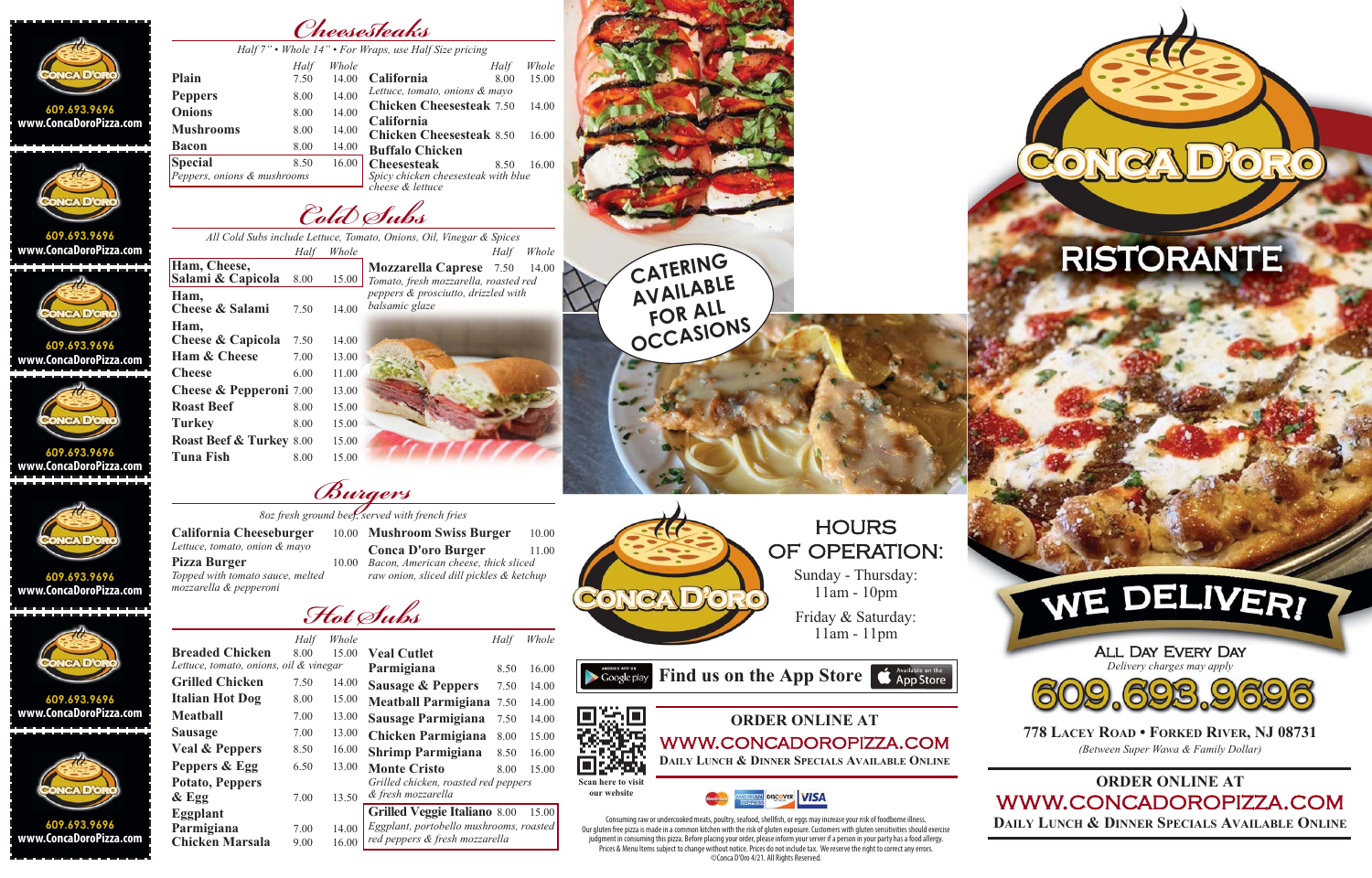## Cheesesteaks

*Half 7" • Whole 14" • For Wraps, use Half Size pricing*

| | Half | Whole |
|---|---|---|
| **Plain** | 7.50 | 14.00 |
| **Peppers** | 8.00 | 14.00 |
| **Onions** | 8.00 | 14.00 |
| **Mushrooms** | 8.00 | 14.00 |
| **Bacon** | 8.00 | 14.00 |
| **Special** *Peppers, onions & mushrooms* | 8.50 | 16.00 |
| **California** *Lettuce, tomato, onions & mayo* | 8.00 | 15.00 |
| **Chicken Cheesesteak** | 7.50 | 14.00 |
| **California Chicken Cheesesteak** | 8.50 | 16.00 |
| **Buffalo Chicken Cheesesteak** *Spicy chicken cheesesteak with blue cheese & lettuce* | 8.50 | 16.00 |

## Cold Subs

*All Cold Subs include Lettuce, Tomato, Onions, Oil, Vinegar & Spices*

| | Half | Whole |
|---|---|---|
| **Ham, Cheese, Salami & Capicola** | 8.00 | 15.00 |
| **Ham, Cheese & Salami** | 7.50 | 14.00 |
| **Ham, Cheese & Capicola** | 7.50 | 14.00 |
| **Ham & Cheese** | 7.00 | 13.00 |
| **Cheese** | 6.00 | 11.00 |
| **Cheese & Pepperoni** | 7.00 | 13.00 |
| **Roast Beef** | 8.00 | 15.00 |
| **Turkey** | 8.00 | 15.00 |
| **Roast Beef & Turkey** | 8.00 | 15.00 |
| **Tuna Fish** | 8.00 | 15.00 |
| **Mozzarella Caprese** *Tomato, fresh mozzarella, roasted red peppers & prosciutto, drizzled with balsamic glaze* | 7.50 | 14.00 |

## Burgers

*8oz fresh ground beef, served with french fries*

| | Price |
|---|---|
| **California Cheeseburger** *Lettuce, tomato, onion & mayo* | 10.00 |
| **Pizza Burger** *Topped with tomato sauce, melted mozzarella & pepperoni* | 10.00 |
| **Mushroom Swiss Burger** | 10.00 |
| **Conca D'oro Burger** *Bacon, American cheese, thick sliced raw onion, sliced dill pickles & ketchup* | 11.00 |

## Hot Subs

| | Half | Whole |
|---|---|---|
| **Breaded Chicken** *Lettuce, tomato, onions, oil & vinegar* | 8.00 | 15.00 |
| **Grilled Chicken** | 7.50 | 14.00 |
| **Italian Hot Dog** | 8.00 | 15.00 |
| **Meatball** | 7.00 | 13.00 |
| **Sausage** | 7.00 | 13.00 |
| **Veal & Peppers** | 8.50 | 16.00 |
| **Peppers & Egg** | 6.50 | 13.00 |
| **Potato, Peppers & Egg** | 7.00 | 13.50 |
| **Eggplant Parmigiana** | 7.00 | 14.00 |
| **Chicken Marsala** | 9.00 | 16.00 |
| **Veal Cutlet Parmigiana** | 8.50 | 16.00 |
| **Sausage & Peppers** | 7.50 | 14.00 |
| **Meatball Parmigiana** | 7.50 | 14.00 |
| **Sausage Parmigiana** | 7.50 | 14.00 |
| **Chicken Parmigiana** | 8.00 | 15.00 |
| **Shrimp Parmigiana** | 8.50 | 16.00 |
| **Monte Cristo** *Grilled chicken, roasted red peppers & fresh mozzarella* | 8.00 | 15.00 |
| **Grilled Veggie Italiano** *Eggplant, portobello mushrooms, roasted red peppers & fresh mozzarella* | 8.00 | 15.00 |

CATERING AVAILABLE FOR ALL OCCASIONS

# Conca D'oro

## HOURS OF OPERATION:

Sunday - Thursday: 11am - 10pm

Friday & Saturday: 11am - 11pm

Find us on the App Store

Scan here to visit our website

**ORDER ONLINE AT**
WWW.CONCADOROPIZZA.COM
**DAILY LUNCH & DINNER SPECIALS AVAILABLE ONLINE**

Consuming raw or undercooked meats, poultry, seafood, shellfish, or eggs may increase your risk of foodborne illness. Our gluten free pizza is made in a common kitchen with the risk of gluten exposure. Customers with gluten sensitivities should exercise judgment in consuming this pizza. Before placing your order, please inform your server if a person in your party has a food allergy. Prices & Menu Items subject to change without notice. Prices do not include tax. We reserve the right to correct any errors. ©Conca D'Oro 4/21. All Rights Reserved.

# Conca D'oro RISTORANTE

## WE DELIVER!

ALL DAY EVERY DAY
*Delivery charges may apply*

**609.693.9696**

**778 Lacey Road • Forked River, NJ 08731**
*(Between Super Wawa & Family Dollar)*

**ORDER ONLINE AT**
WWW.CONCADOROPIZZA.COM
**DAILY LUNCH & DINNER SPECIALS AVAILABLE ONLINE**

Conca D'oro
609.693.9696
www.ConcaDoroPizza.com

Conca D'oro
609.693.9696
www.ConcaDoroPizza.com

Conca D'oro
609.693.9696
www.ConcaDoroPizza.com

Conca D'oro
609.693.9696
www.ConcaDoroPizza.com

Conca D'oro
609.693.9696
www.ConcaDoroPizza.com

Conca D'oro
609.693.9696
www.ConcaDoroPizza.com

Conca D'oro
609.693.9696
www.ConcaDoroPizza.com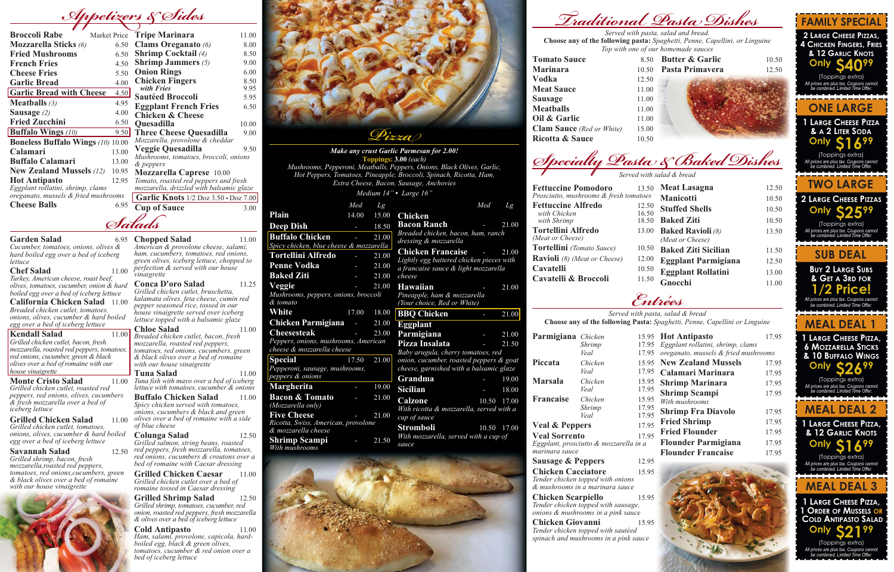# Appetizers & Sides

| | |
|---|---|
| **Broccoli Rabe** | Market Price |
| **Mozzarella Sticks** *(6)* | 6.50 |
| **Fried Mushrooms** | 6.50 |
| **French Fries** | 4.50 |
| **Cheese Fries** | 5.50 |
| **Garlic Bread** | 4.00 |
| **Garlic Bread with Cheese** | 4.50 |
| **Meatballs** *(3)* | 4.95 |
| **Sausage** *(2)* | 4.00 |
| **Fried Zucchini** | 6.50 |
| **Buffalo Wings** *(10)* | 9.50 |
| **Boneless Buffalo Wings** *(10)* | 10.00 |
| **Calamari** | 13.00 |
| **Buffalo Calamari** | 13.00 |
| **New Zealand Mussels** *(12)* | 10.95 |
| **Hot Antipasto** *Eggplant rollatini, shrimp, clams oreganato, mussels & fried mushrooms* | 12.95 |
| **Cheese Balls** | 6.95 |
| **Tripe Marinara** | 11.00 |
| **Clams Oreganato** *(6)* | 8.00 |
| **Shrimp Cocktail** *(4)* | 8.50 |
| **Shrimp Jammers** *(5)* | 9.00 |
| **Onion Rings** | 6.00 |
| **Chicken Fingers** | 8.50 |
| *with Fries* | 9.95 |
| **Sautéed Broccoli** | 5.95 |
| **Eggplant French Fries** | 6.50 |
| **Chicken & Cheese Quesadilla** | 10.00 |
| **Three Cheese Quesadilla** *Mozzarella, provolone & cheddar* | 9.00 |
| **Veggie Quesadilla** *Mushrooms, tomatoes, broccoli, onions & peppers* | 9.50 |
| **Mozzarella Caprese** *Tomato, roasted red peppers and fresh mozzarella, drizzled with balsamic glaze* | 10.00 |
| **Garlic Knots** | 1/2 Doz 3.50 • Doz 7.00 |
| **Cup of Sauce** | 3.00 |

# Salads

| | |
|---|---|
| **Garden Salad** *Cucumber, tomatoes, onions, olives & hard boiled egg over a bed of iceberg lettuce* | 6.95 |
| **Chef Salad** *Turkey, American cheese, roast beef, olives, tomatoes, cucumber, onion & hard boiled egg over a bed of iceberg lettuce* | 11.00 |
| **California Chicken Salad** *Breaded chicken cutlet, tomatoes, onions, olives, cucumber & hard boiled egg over a bed of iceberg lettuce* | 11.00 |
| **Kendall Salad** *Grilled chicken cutlet, bacon, fresh mozzarella, roasted red peppers, tomatoes, red onions, cucumber, green & black olives over a bed of romaine with our house vinaigrette* | 11.00 |
| **Monte Cristo Salad** *Grilled chicken cutlet, roasted red peppers, red onions, olives, cucumbers & fresh mozzarella over a bed of iceberg lettuce* | 11.00 |
| **Grilled Chicken Salad** *Grilled chicken cutlet, tomatoes, onions, olives, cucumber & hard boiled egg over a bed of iceberg lettuce* | 11.00 |
| **Savannah Salad** *Grilled shrimp, bacon, fresh mozzarella, roasted red peppers, tomatoes, red onions, cucumbers, green & black olives over a bed of romaine with our house vinaigrette* | 12.50 |
| **Chopped Salad** *American & provolone cheese, salami, ham, cucumbers, tomatoes, red onions, green olives, iceberg lettuce, chopped to perfection & served with our house vinaigrette* | 11.00 |
| **Conca D'oro Salad** *Grilled chicken cutlet, bruschetta, kalamata olives, feta cheese, cumin red pepper seasoned rice, tossed in our house vinaigrette served over iceberg lettuce topped with a balsamic glaze* | 11.25 |
| **Chloe Salad** *Breaded chicken cutlet, bacon, fresh mozzarella, roasted red peppers, tomatoes, red onions, cucumbers, green & black olives over a bed of romaine with our house vinaigrette* | 11.00 |
| **Tuna Salad** *Tuna fish with mayo over a bed of iceberg lettuce with tomatoes, cucumber & onions* | 11.00 |
| **Buffalo Chicken Salad** *Spicy chicken served with tomatoes, onions, cucumbers & black and green olives over a bed of romaine with a side of blue cheese* | 11.00 |
| **Colunga Salad** *Grilled salmon, string beans, roasted red peppers, fresh mozzarella, tomatoes, red onions, cucumbers & croutons over a bed of romaine tossed in Caesar dressing* | 12.50 |
| **Grilled Chicken Caesar** *Grilled chicken cutlet over a bed of romaine tossed in Caesar dressing* | 11.00 |
| **Grilled Shrimp Salad** *Grilled shrimp, tomatoes, cucumber, red onion, roasted red peppers, fresh mozzarella & olives over a bed of iceberg lettuce* | 12.50 |
| **Cold Antipasto** *Ham, salami, provolone, capicola, hard-boiled egg, black & green olives, tomatoes, cucumber & red onion over a bed of iceberg lettuce* | 11.00 |

# Pizza

***Make any crust Garlic Parmesan for 2.00!***

**Toppings: 3.00** *(each)*

*Mushrooms, Pepperoni, Meatballs, Peppers, Onions, Black Olives, Garlic, Hot Peppers, Tomatoes, Pineapple, Broccoli, Spinach, Ricotta, Ham, Extra Cheese, Bacon, Sausage, Anchovies*

*Medium 14" • Large 16"*

| | Med | Lg |
|---|---|---|
| **Plain** | 14.00 | 15.00 |
| **Deep Dish** | - | 18.50 |
| **Buffalo Chicken** *Spicy chicken, blue cheese & mozzarella* | - | 21.00 |
| **Tortellini Alfredo** | - | 21.00 |
| **Penne Vodka** | - | 21.00 |
| **Baked Ziti** | - | 21.00 |
| **Veggie** *Mushrooms, peppers, onions, broccoli & tomato* | - | 21.00 |
| **White** | 17.00 | 18.00 |
| **Chicken Parmigiana** | - | 21.00 |
| **Cheesesteak** *Peppers, onions, mushrooms, American cheese & mozzarella cheese* | - | 23.00 |
| **Special** *Pepperoni, sausage, mushrooms, peppers & onions* | 17.50 | 21.00 |
| **Margherita** | - | 19.00 |
| **Bacon & Tomato** *(Mozzarella only)* | - | 21.00 |
| **Five Cheese** *Ricotta, Swiss, American, provolone & mozzarella cheese* | - | 21.00 |
| **Shrimp Scampi** *With mushrooms* | - | 21.50 |
| **Chicken Bacon Ranch** *Breaded chicken, bacon, ham, ranch dressing & mozzarella* | - | 21.00 |
| **Chicken Francaise** *Lightly egg battered chicken pieces with a francaise sauce & light mozzarella cheese* | - | 21.00 |
| **Hawaiian** *Pineapple, ham & mozzarella (Your choice, Red or White)* | - | 21.00 |
| **BBQ Chicken** | - | 21.00 |
| **Eggplant Parmigiana** | - | 21.00 |
| **Pizza Insalata** *Baby arugula, cherry tomatoes, red onion, cucumber, roasted peppers & goat cheese, garnished with a balsamic glaze* | - | 21.50 |
| **Grandma** | - | 19.00 |
| **Sicilian** | - | 18.00 |
| **Calzone** *With ricotta & mozzarella, served with a cup of sauce* | 10.50 | 17.00 |
| **Stromboli** *With mozzarella, served with a cup of sauce* | 10.50 | 17.00 |

# Traditional Pasta Dishes

*Served with pasta, salad and bread.*
**Choose any of the following pasta:** *Spaghetti, Penne, Capellini, or Linguine*
*Top with one of our homemade sauces*

| | |
|---|---|
| **Tomato Sauce** | 8.50 |
| **Marinara** | 10.50 |
| **Vodka** | 12.50 |
| **Meat Sauce** | 11.00 |
| **Sausage** | 11.00 |
| **Meatballs** | 11.00 |
| **Oil & Garlic** | 11.00 |
| **Clam Sauce** *(Red or White)* | 15.00 |
| **Ricotta & Sauce** | 10.50 |
| **Butter & Garlic** | 10.50 |
| **Pasta Primavera** | 12.50 |

# Specialty Pasta & Baked Dishes

*Served with salad & bread*

| | |
|---|---|
| **Fettuccine Pomodoro** *Prosciutto, mushrooms & fresh tomatoes* | 13.50 |
| **Fettuccine Alfredo** | 12.50 |
| *with Chicken* | 16.50 |
| *with Shrimp* | 18.50 |
| **Tortellini Alfredo** *(Meat or Cheese)* | 13.00 |
| **Tortellini** *(Tomato Sauce)* | 10.50 |
| **Ravioli** *(8) (Meat or Cheese)* | 12.00 |
| **Cavatelli** | 10.50 |
| **Cavatelli & Broccoli** | 11.50 |
| **Meat Lasagna** | 12.50 |
| **Manicotti** | 10.50 |
| **Stuffed Shells** | 10.50 |
| **Baked Ziti** | 10.50 |
| **Baked Ravioli** *(8) (Meat or Cheese)* | 13.50 |
| **Baked Ziti Sicilian** | 11.50 |
| **Eggplant Parmigiana** | 12.50 |
| **Eggplant Rollatini** | 13.00 |
| **Gnocchi** | 11.00 |

# Entrées

*Served with pasta, salad & bread*
**Choose any of the following Pasta:** *Spaghetti, Penne, Capellini, or Linguine*

| | | |
|---|---|---|
| **Parmigiana** | *Chicken* | 15.95 |
| | *Shrimp* | 17.95 |
| | *Veal* | 17.95 |
| **Piccata** | *Chicken* | 15.95 |
| | *Veal* | 17.95 |
| **Marsala** | *Chicken* | 15.95 |
| | *Veal* | 17.95 |
| **Francaise** | *Chicken* | 15.95 |
| | *Shrimp* | 17.95 |
| | *Veal* | 17.95 |
| **Veal & Peppers** | | 17.95 |
| **Veal Sorrento** *Eggplant, prosciutto & mozzarella in a marinara sauce* | | 17.95 |
| **Sausage & Peppers** | | 12.95 |
| **Chicken Cacciatore** *Tender chicken topped with onions & mushrooms in a marinara sauce* | | 15.95 |
| **Chicken Scarpiello** *Tender chicken topped with sausage, onions & mushrooms in a pink sauce* | | 15.95 |
| **Chicken Giovanni** *Tender chicken topped with sautéed spinach and mushrooms in a pink sauce* | | 15.95 |
| **Hot Antipasto** *Eggplant rollatini, shrimp, clams oreganato, mussels & fried mushrooms* | | 17.95 |
| **New Zealand Mussels** | | 17.95 |
| **Calamari Marinara** | | 17.95 |
| **Shrimp Marinara** | | 17.95 |
| **Shrimp Scampi** *With mushrooms* | | 17.95 |
| **Shrimp Fra Diavolo** | | 17.95 |
| **Fried Shrimp** | | 17.95 |
| **Fried Flounder** | | 17.95 |
| **Flounder Parmigiana** | | 17.95 |
| **Flounder Francaise** | | 17.95 |

## FAMILY SPECIAL

2 Large Cheese Pizzas, 4 Chicken Fingers, Fries & 12 Garlic Knots
**Only $40.99**
(Toppings extra)
*All prices are plus tax. Coupons cannot be combined. Limited Time Offer.*

## ONE LARGE

1 Large Cheese Pizza & a 2 Liter Soda
**Only $16.99**
(Toppings extra)
*All prices are plus tax. Coupons cannot be combined. Limited Time Offer.*

## TWO LARGE

2 Large Cheese Pizzas
**Only $25.99**
(Toppings extra)
*All prices are plus tax. Coupons cannot be combined. Limited Time Offer.*

## SUB DEAL

Buy 2 Large Subs & Get a 3rd for
**1/2 Price!**
*All prices are plus tax. Coupons cannot be combined. Limited Time Offer.*

## MEAL DEAL 1

1 Large Cheese Pizza, 6 Mozzarella Sticks & 10 Buffalo Wings
**Only $26.99**
(Toppings extra)
*All prices are plus tax. Coupons cannot be combined. Limited Time Offer.*

## MEAL DEAL 2

1 Large Cheese Pizza, & 12 Garlic Knots
**Only $16.99**
(Toppings extra)
*All prices are plus tax. Coupons cannot be combined. Limited Time Offer.*

## MEAL DEAL 3

1 Large Cheese Pizza, 1 Order of Mussels or Cold Antipasto Salad
**Only $21.99**
(Toppings extra)
*All prices are plus tax. Coupons cannot be combined. Limited Time Offer.*